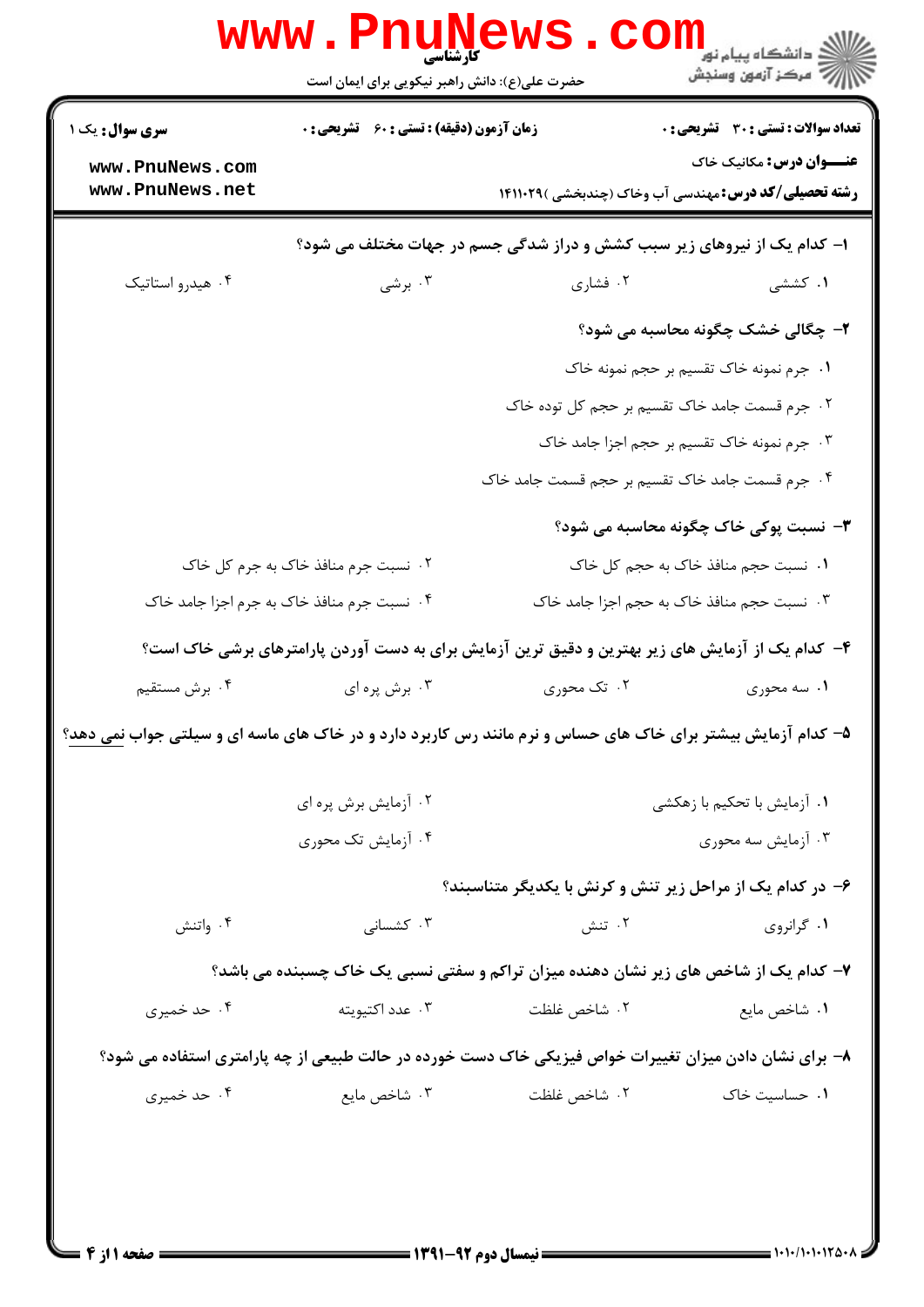کارشناسی

حضرت علی(ع): دانش راهبر نیکویی برای ایمان است

**سری سوال:** یک ۱ | **زمان آزمون (دقیقه) : تستی :** ۶۰ **تشریحی :** ۰ | **تعداد سوالات : تستی :** ۳۰ **تشریحی :** ۰

**عنـــوان درس:** مکانیک خاک

**رشته تحصیلی/کد درس:** مهندسی آب وخاک (چندبخشی )۱۴۱۱۰۲۹

۱- کدام یک از نیروهای زیر سبب کشش و دراز شدگی جسم در جهات مختلف می شود؟

۱. کششی ۲. فشاری ۳. برشی ۴. هیدرو استاتیک

۲- چگالی خشک چگونه محاسبه می شود؟

۱. جرم نمونه خاک تقسیم بر حجم نمونه خاک

۲. جرم قسمت جامد خاک تقسیم بر حجم کل توده خاک

۳. جرم نمونه خاک تقسیم بر حجم اجزا جامد خاک

۴. جرم قسمت جامد خاک تقسیم بر حجم قسمت جامد خاک

۳- نسبت پوکی خاک چگونه محاسبه می شود؟

۱. نسبت حجم منافذ خاک به حجم کل خاک

۲. نسبت جرم منافذ خاک به جرم کل خاک

۳. نسبت حجم منافذ خاک به حجم اجزا جامد خاک

۴. نسبت جرم منافذ خاک به جرم اجزا جامد خاک

۴- کدام یک از آزمایش های زیر بهترین و دقیق ترین آزمایش برای به دست آوردن پارامترهای برشی خاک است؟

۱. سه محوری ۲. تک محوری ۳. برش پره ای ۴. برش مستقیم

۵- کدام آزمایش بیشتر برای خاک های حساس و نرم مانند رس کاربرد دارد و در خاک های ماسه ای و سیلتی جواب <u>نمی</u> دهد؟

۱. آزمایش با تحکیم با زهکشی

۲. آزمایش برش پره ای

۳. آزمایش سه محوری

۴. آزمایش تک محوری

۶- در کدام یک از مراحل زیر تنش و کرنش با یکدیگر متناسبند؟

۱. گرانروی ۲. تنش ۳. کشسانی ۴. واتنش

۷- کدام یک از شاخص های زیر نشان دهنده میزان تراکم و سفتی نسبی یک خاک چسبنده می باشد؟

۱. شاخص مایع ۲. شاخص غلظت ۳. عدد اکتیویته ۴. حد خمیری

۸- برای نشان دادن میزان تغییرات خواص فیزیکی خاک دست خورده در حالت طبیعی از چه پارامتری استفاده می شود؟

۱. حساسیت خاک ۲. شاخص غلظت ۳. شاخص مایع ۴. حد خمیری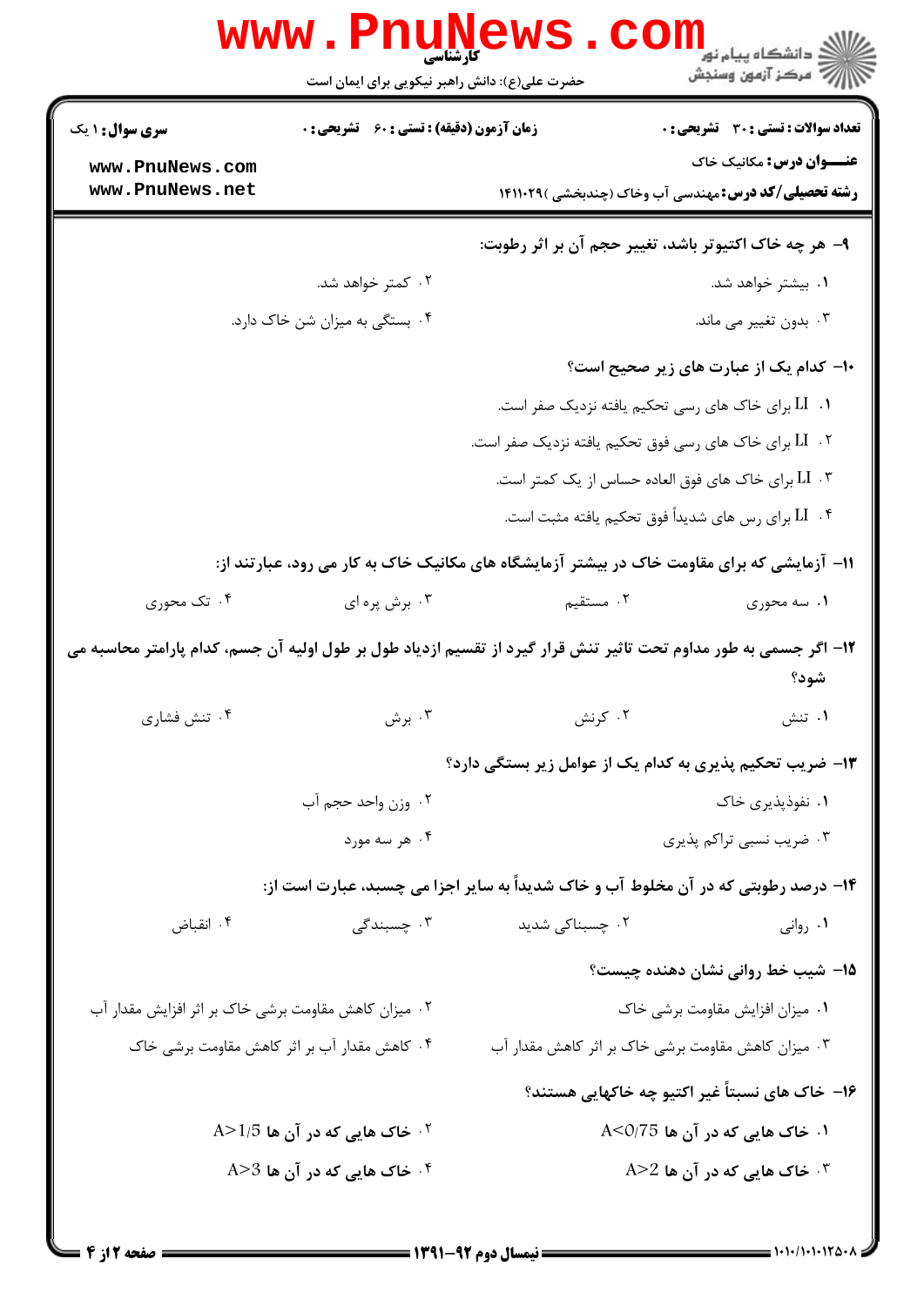۹- هر چه خاک اکتیوتر باشد، تغییر حجم آن بر اثر رطوبت:

۱. بیشتر خواهد شد.

۲. کمتر خواهد شد.

۳. بدون تغییر می ماند.

۴. بستگی به میزان شن خاک دارد.

۱۰- کدام یک از عبارت های زیر صحیح است؟

۱. LI برای خاک های رسی تحکیم یافته نزدیک صفر است.

۲. LI برای خاک های رسی فوق تحکیم یافته نزدیک صفر است.

۳. LI برای خاک های فوق العاده حساس از یک کمتر است.

۴. LI برای رس های شدیداً فوق تحکیم یافته مثبت است.

۱۱- آزمایشی که برای مقاومت خاک در بیشتر آزمایشگاه های مکانیک خاک به کار می رود، عبارتند از:

۱. سه محوری

۲. مستقیم

۳. برش پره ای

۴. تک محوری

۱۲- اگر جسمی به طور مداوم تحت تاثیر تنش قرار گیرد از تقسیم ازدیاد طول بر طول اولیه آن جسم، کدام پارامتر محاسبه می شود؟

۱. تنش

۲. کرنش

۳. برش

۴. تنش فشاری

۱۳- ضریب تحکیم پذیری به کدام یک از عوامل زیر بستگی دارد؟

۱. نفوذپذیری خاک

۲. وزن واحد حجم آب

۳. ضریب نسبی تراکم پذیری

۴. هر سه مورد

۱۴- درصد رطوبتی که در آن مخلوط آب و خاک شدیداً به سایر اجزا می چسبد، عبارت است از:

۱. روانی

۲. چسبناکی شدید

۳. چسبندگی

۴. انقباض

۱۵- شیب خط روانی نشان دهنده چیست؟

۱. میزان افزایش مقاومت برشی خاک

۲. میزان کاهش مقاومت برشی خاک بر اثر افزایش مقدار آب

۳. میزان کاهش مقاومت برشی خاک بر اثر کاهش مقدار آب

۴. کاهش مقدار آب بر اثر کاهش مقاومت برشی خاک

۱۶- خاک های نسبتاً غیر اکتیو چه خاکهایی هستند؟

۱. خاک هایی که در آن ها $A<0/75$

۲. خاک هایی که در آن ها $A>1/5$

۳. خاک هایی که در آن ها $A>2$

۴. خاک هایی که در آن ها $A>3$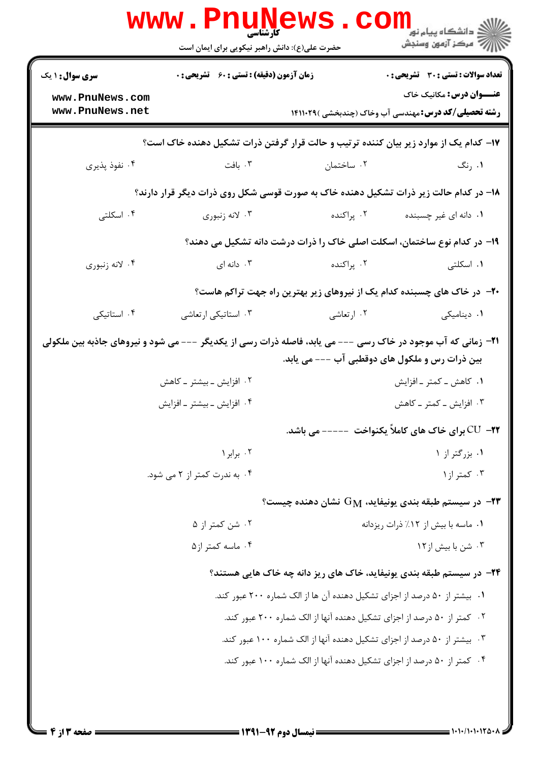۱۷- کدام یک از موارد زیر بیان کننده ترتیب و حالت قرار گرفتن ذرات تشکیل دهنده خاک است؟

۱. رنگ
۲. ساختمان
۳. بافت
۴. نفوذ پذیری

۱۸- در کدام حالت زیر ذرات تشکیل دهنده خاک به صورت قوسی شکل روی ذرات دیگر قرار دارند؟

۱. دانه ای غیر چسبنده
۲. پراکنده
۳. لانه زنبوری
۴. اسکلتی

۱۹- در کدام نوع ساختمان، اسکلت اصلی خاک را ذرات درشت دانه تشکیل می دهند؟

۱. اسکلتی
۲. پراکنده
۳. دانه ای
۴. لانه زنبوری

۲۰- در خاک های چسبنده کدام یک از نیروهای زیر بهترین راه جهت تراکم هاست؟

۱. دینامیکی
۲. ارتعاشی
۳. استاتیکی ارتعاشی
۴. استاتیکی

۲۱- زمانی که آب موجود در خاک رسی --- می یابد، فاصله ذرات رسی از یکدیگر --- می شود و نیروهای جاذبه بین ملکولی بین ذرات رس و ملکول های دوقطبی آب --- می یابد.

۱. کاهش ـ کمتر ـ افزایش
۲. افزایش ـ بیشتر ـ کاهش
۳. افزایش ـ کمتر ـ کاهش
۴. افزایش ـ بیشتر ـ افزایش

۲۲- CU برای خاک های کاملاً یکنواخت ----- می باشد.

۱. بزرگتر از ۱
۲. برابر ۱
۳. کمتر از ۱
۴. به ندرت کمتر از ۲ می شود.

۲۳- در سیستم طبقه بندی یونیفاید، $G_M$ نشان دهنده چیست؟

۱. ماسه با بیش از ۱۲٪ ذرات ریزدانه
۲. شن کمتر از ۵
۳. شن با بیش از۱۲
۴. ماسه کمتر از۵

۲۴- در سیستم طبقه بندی یونیفاید، خاک های ریز دانه چه خاک هایی هستند؟

۱. بیشتر از ۵۰ درصد از اجزای تشکیل دهنده آن ها از الک شماره ۲۰۰ عبور کند.
۲. کمتر از ۵۰ درصد از اجزای تشکیل دهنده آنها از الک شماره ۲۰۰ عبور کند.
۳. بیشتر از ۵۰ درصد از اجزای تشکیل دهنده آنها از الک شماره ۱۰۰ عبور کند.
۴. کمتر از ۵۰ درصد از اجزای تشکیل دهنده آنها از الک شماره ۱۰۰ عبور کند.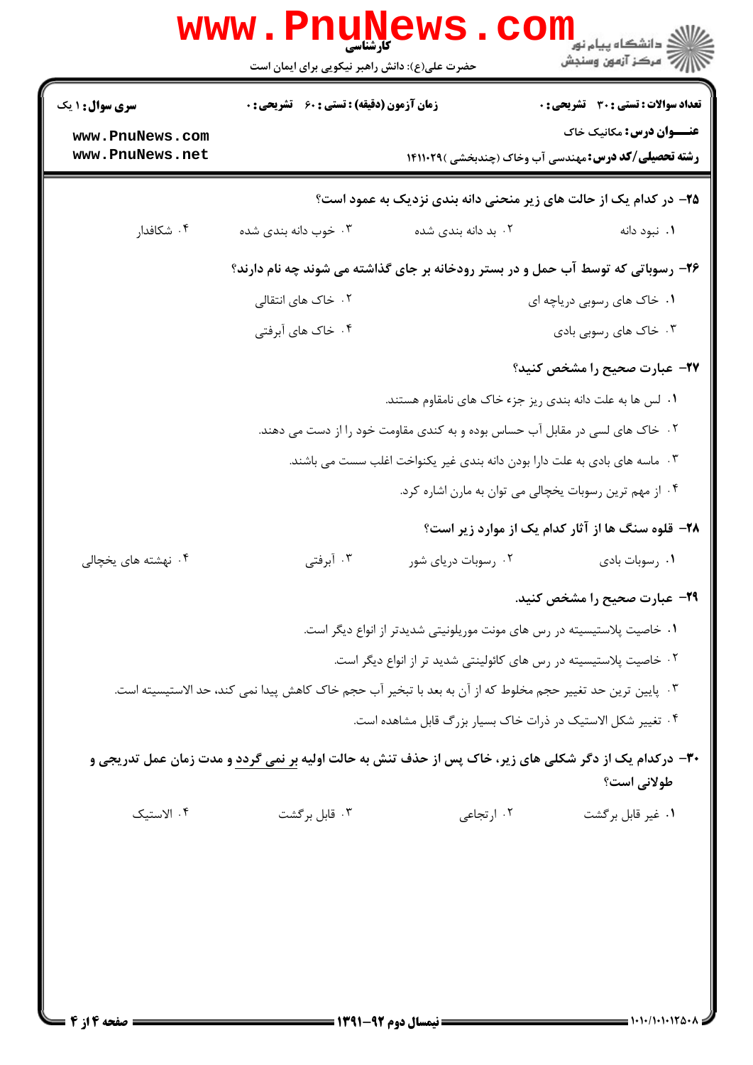**۲۵- در کدام یک از حالت های زیر منحنی دانه بندی نزدیک به عمود است؟**

۱. نبود دانه ۲. بد دانه بندی شده ۳. خوب دانه بندی شده ۴. شکافدار

**۲۶- رسوباتی که توسط آب حمل و در بستر رودخانه بر جای گذاشته می شوند چه نام دارند؟**

۱. خاک های رسوبی دریاچه ای ۲. خاک های انتقالی

۳. خاک های رسوبی بادی ۴. خاک های آبرفتی

**۲۷- عبارت صحیح را مشخص کنید؟**

۱. لس ها به علت دانه بندی ریز جزء خاک های نامقاوم هستند.

۲. خاک های لسی در مقابل آب حساس بوده و به کندی مقاومت خود را از دست می دهند.

۳. ماسه های بادی به علت دارا بودن دانه بندی غیر یکنواخت اغلب سست می باشند.

۴. از مهم ترین رسوبات یخچالی می توان به مارن اشاره کرد.

**۲۸- قلوه سنگ ها از آثار کدام یک از موارد زیر است؟**

۱. رسوبات بادی ۲. رسوبات دریای شور ۳. آبرفتی ۴. نهشته های یخچالی

**۲۹- عبارت صحیح را مشخص کنید.**

۱. خاصیت پلاستیسیته در رس های مونت موریلونیتی شدیدتر از انواع دیگر است.

۲. خاصیت پلاستیسیته در رس های کائولینتی شدید تر از انواع دیگر است.

۳. پایین ترین حد تغییر حجم مخلوط که از آن به بعد با تبخیر آب حجم خاک کاهش پیدا نمی کند، حد الاستیسیته است.

۴. تغییر شکل الاستیک در ذرات خاک بسیار بزرگ قابل مشاهده است.

**۳۰- درکدام یک از دگر شکلی های زیر، خاک پس از حذف تنش به حالت اولیه بر نمی گردد و مدت زمان عمل تدریجی و طولانی است؟**

۱. غیر قابل برگشت ۲. ارتجاعی ۳. قابل برگشت ۴. الاستیک